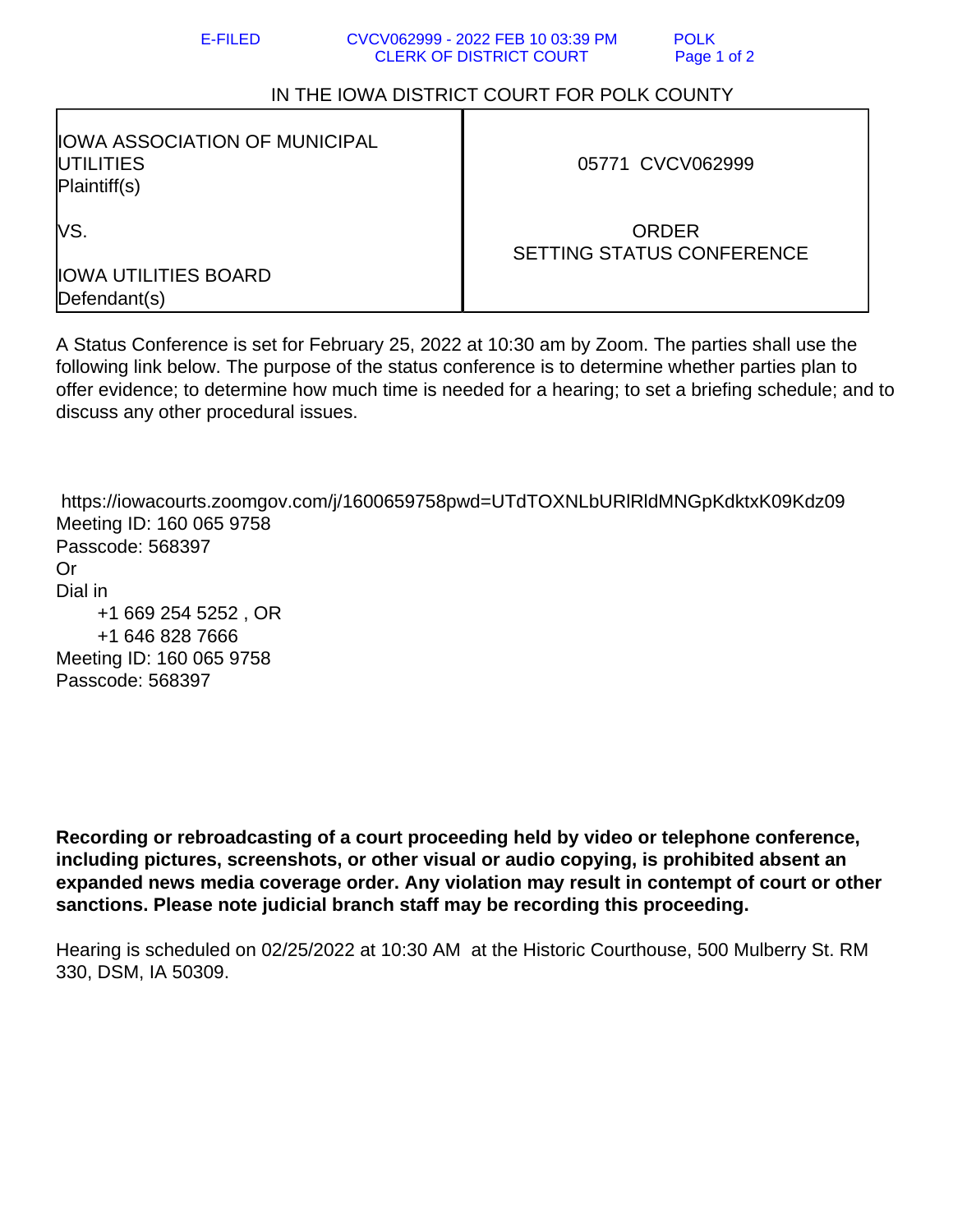IN THE IOWA DISTRICT COURT FOR POLK COUNTY

| IOWA ASSOCIATION OF MUNICIPAL UTILITIES<br>Plaintiff(s)<br><br>VS.<br><br>IOWA UTILITIES BOARD<br>Defendant(s) | 05771 CVCV062999<br><br>ORDER<br>SETTING STATUS CONFERENCE |
|---|---|

A Status Conference is set for February 25, 2022 at 10:30 am by Zoom. The parties shall use the following link below. The purpose of the status conference is to determine whether parties plan to offer evidence; to determine how much time is needed for a hearing; to set a briefing schedule; and to discuss any other procedural issues.

https://iowacourts.zoomgov.com/j/1600659758pwd=UTdTOXNLbURlRldMNGpKdktxK09Kdz09
Meeting ID: 160 065 9758
Passcode: 568397
Or
Dial in
+1 669 254 5252 , OR
+1 646 828 7666
Meeting ID: 160 065 9758
Passcode: 568397

**Recording or rebroadcasting of a court proceeding held by video or telephone conference, including pictures, screenshots, or other visual or audio copying, is prohibited absent an expanded news media coverage order. Any violation may result in contempt of court or other sanctions. Please note judicial branch staff may be recording this proceeding.**

Hearing is scheduled on 02/25/2022 at 10:30 AM at the Historic Courthouse, 500 Mulberry St. RM 330, DSM, IA 50309.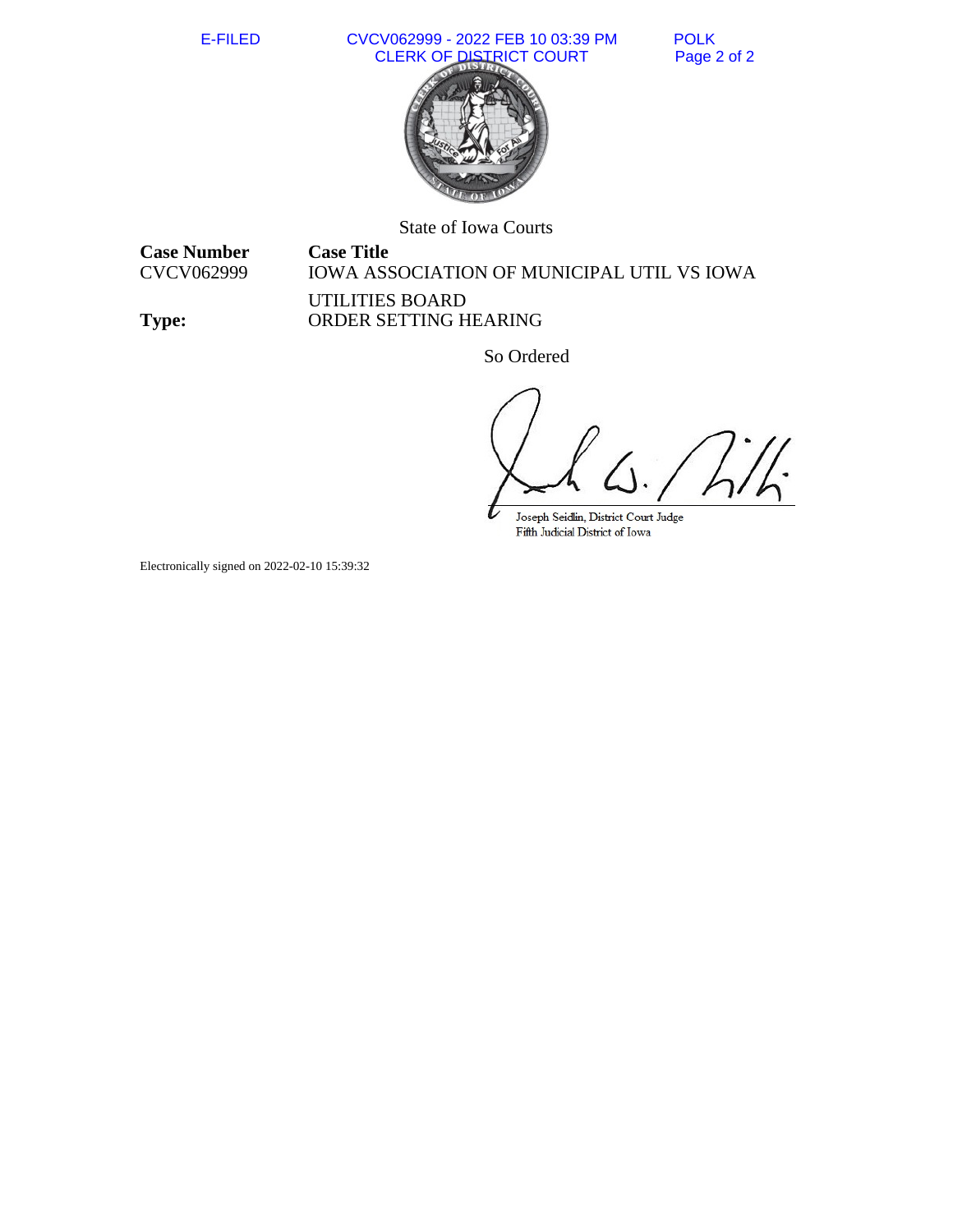State of Iowa Courts

| | |
|---|---|
| **Case Number** | **Case Title** |
| CVCV062999 | IOWA ASSOCIATION OF MUNICIPAL UTIL VS IOWA UTILITIES BOARD |
| **Type:** | ORDER SETTING HEARING |

So Ordered

Joseph Seidlin, District Court Judge
Fifth Judicial District of Iowa

Electronically signed on 2022-02-10 15:39:32